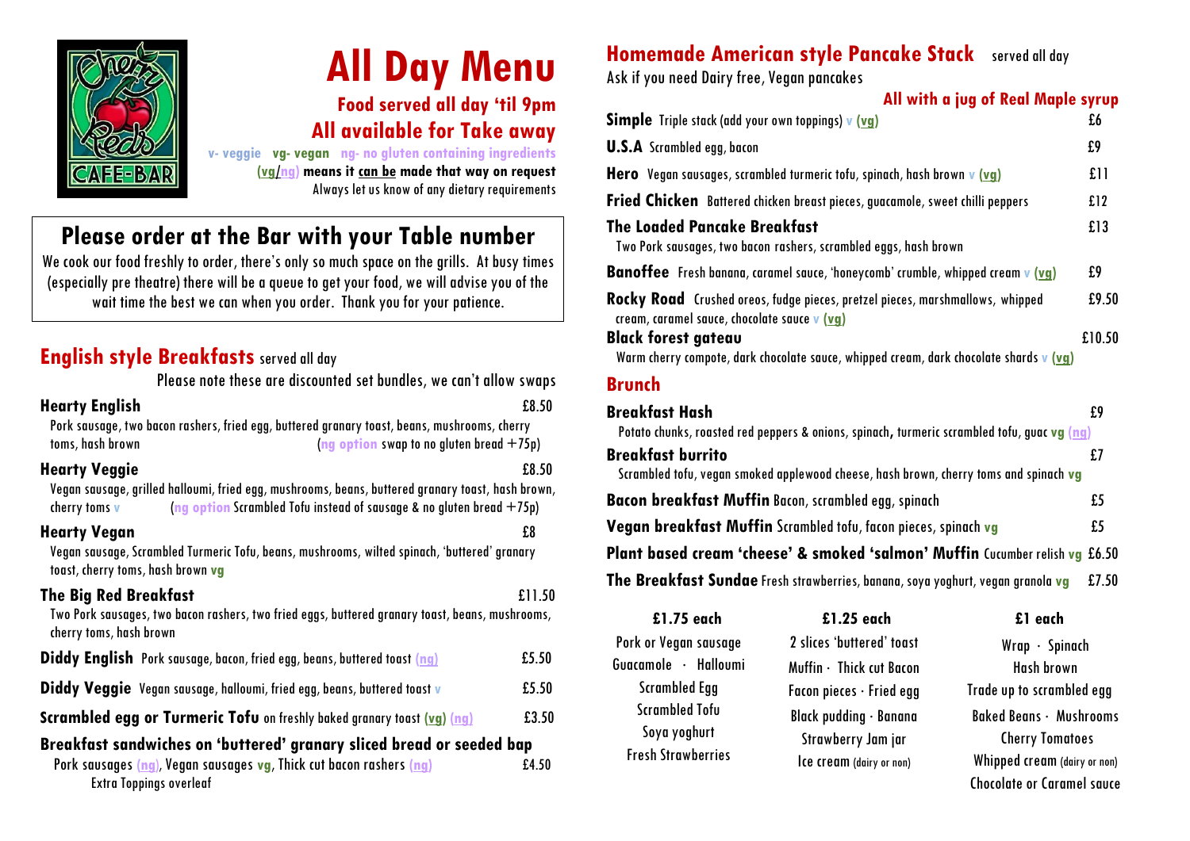# All Day Menu

**Food served all day 'til 9pm**

**All available for Take away**

v- veggie vg- vegan ng- no gluten containing ingredients

**(vg/ng) means it can be made that way on request**

Always let us know of any dietary requirements

## Please order at the Bar with your Table number

We cook our food freshly to order, there's only so much space on the grills. At busy times (especially pre theatre) there will be a queue to get your food, we will advise you of the wait time the best we can when you order. Thank you for your patience.

## English style Breakfasts served all day

Please note these are discounted set bundles, we can't allow swaps

**Hearty English** £8.50
Pork sausage, two bacon rashers, fried egg, buttered granary toast, beans, mushrooms, cherry toms, hash brown (ng option swap to no gluten bread +75p)

**Hearty Veggie** £8.50
Vegan sausage, grilled halloumi, fried egg, mushrooms, beans, buttered granary toast, hash brown, cherry toms v (ng option Scrambled Tofu instead of sausage & no gluten bread +75p)

**Hearty Vegan** £8
Vegan sausage, Scrambled Turmeric Tofu, beans, mushrooms, wilted spinach, 'buttered' granary toast, cherry toms, hash brown vg

**The Big Red Breakfast** £11.50
Two Pork sausages, two bacon rashers, two fried eggs, buttered granary toast, beans, mushrooms, cherry toms, hash brown

**Diddy English** Pork sausage, bacon, fried egg, beans, buttered toast (ng) £5.50

**Diddy Veggie** Vegan sausage, halloumi, fried egg, beans, buttered toast v £5.50

**Scrambled egg or Turmeric Tofu** on freshly baked granary toast (vg) (ng) £3.50

**Breakfast sandwiches on 'buttered' granary sliced bread or seeded bap**
Pork sausages (ng), Vegan sausages vg, Thick cut bacon rashers (ng) £4.50
Extra Toppings overleaf

## Homemade American style Pancake Stack served all day

Ask if you need Dairy free, Vegan pancakes

**All with a jug of Real Maple syrup**

**Simple** Triple stack (add your own toppings) v (vg) £6

**U.S.A** Scrambled egg, bacon £9

**Hero** Vegan sausages, scrambled turmeric tofu, spinach, hash brown v (vg) £11

**Fried Chicken** Battered chicken breast pieces, guacamole, sweet chilli peppers £12

**The Loaded Pancake Breakfast** £13
Two Pork sausages, two bacon rashers, scrambled eggs, hash brown

**Banoffee** Fresh banana, caramel sauce, 'honeycomb' crumble, whipped cream v (vg) £9

**Rocky Road** Crushed oreos, fudge pieces, pretzel pieces, marshmallows, whipped cream, caramel sauce, chocolate sauce v (vg) £9.50

**Black forest gateau** £10.50
Warm cherry compote, dark chocolate sauce, whipped cream, dark chocolate shards v (vg)

## Brunch

**Breakfast Hash** £9
Potato chunks, roasted red peppers & onions, spinach, turmeric scrambled tofu, guac vg (ng)

**Breakfast burrito** £7
Scrambled tofu, vegan smoked applewood cheese, hash brown, cherry toms and spinach vg

**Bacon breakfast Muffin** Bacon, scrambled egg, spinach £5

**Vegan breakfast Muffin** Scrambled tofu, facon pieces, spinach vg £5

**Plant based cream 'cheese' & smoked 'salmon' Muffin** Cucumber relish vg £6.50

**The Breakfast Sundae** Fresh strawberries, banana, soya yoghurt, vegan granola vg £7.50

| £1.75 each | £1.25 each | £1 each |
|---|---|---|
| Pork or Vegan sausage | 2 slices 'buttered' toast | Wrap · Spinach |
| Guacamole · Halloumi | Muffin · Thick cut Bacon | Hash brown |
| Scrambled Egg | Facon pieces · Fried egg | Trade up to scrambled egg |
| Scrambled Tofu | Black pudding · Banana | Baked Beans · Mushrooms |
| Soya yoghurt | Strawberry Jam jar | Cherry Tomatoes |
| Fresh Strawberries | Ice cream (dairy or non) | Whipped cream (dairy or non) |
| | | Chocolate or Caramel sauce |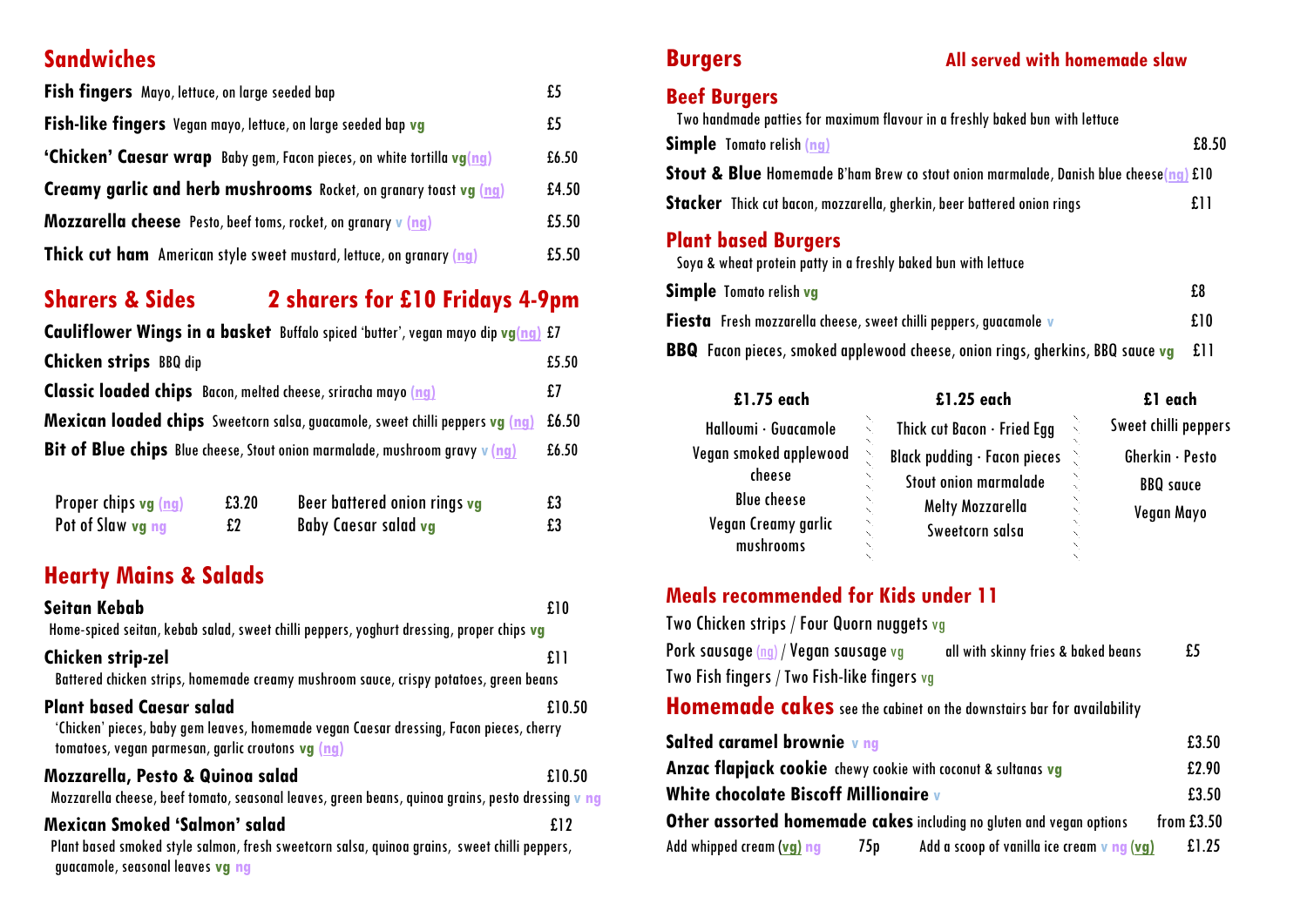## Sandwiches

**Fish fingers** Mayo, lettuce, on large seeded bap — £5

**Fish-like fingers** Vegan mayo, lettuce, on large seeded bap vg — £5

**'Chicken' Caesar wrap** Baby gem, Facon pieces, on white tortilla vg(ng) — £6.50

**Creamy garlic and herb mushrooms** Rocket, on granary toast vg (ng) — £4.50

**Mozzarella cheese** Pesto, beef toms, rocket, on granary v (ng) — £5.50

**Thick cut ham** American style sweet mustard, lettuce, on granary (ng) — £5.50

## Sharers & Sides — 2 sharers for £10 Fridays 4-9pm

**Cauliflower Wings in a basket** Buffalo spiced 'butter', vegan mayo dip vg(ng) — £7

**Chicken strips** BBQ dip — £5.50

**Classic loaded chips** Bacon, melted cheese, sriracha mayo (ng) — £7

**Mexican loaded chips** Sweetcorn salsa, guacamole, sweet chilli peppers vg (ng) — £6.50

**Bit of Blue chips** Blue cheese, Stout onion marmalade, mushroom gravy v (ng) — £6.50

| | | | |
|---|---|---|---|
| Proper chips vg (ng) | £3.20 | Beer battered onion rings vg | £3 |
| Pot of Slaw vg ng | £2 | Baby Caesar salad vg | £3 |

## Hearty Mains & Salads

**Seitan Kebab** — £10
Home-spiced seitan, kebab salad, sweet chilli peppers, yoghurt dressing, proper chips vg

**Chicken strip-zel** — £11
Battered chicken strips, homemade creamy mushroom sauce, crispy potatoes, green beans

**Plant based Caesar salad** — £10.50
'Chicken' pieces, baby gem leaves, homemade vegan Caesar dressing, Facon pieces, cherry tomatoes, vegan parmesan, garlic croutons vg (ng)

**Mozzarella, Pesto & Quinoa salad** — £10.50
Mozzarella cheese, beef tomato, seasonal leaves, green beans, quinoa grains, pesto dressing v ng

**Mexican Smoked 'Salmon' salad** — £12
Plant based smoked style salmon, fresh sweetcorn salsa, quinoa grains, sweet chilli peppers, guacamole, seasonal leaves vg ng

## Burgers — All served with homemade slaw

### Beef Burgers

Two handmade patties for maximum flavour in a freshly baked bun with lettuce

**Simple** Tomato relish (ng) — £8.50

**Stout & Blue** Homemade B'ham Brew co stout onion marmalade, Danish blue cheese(ng) — £10

**Stacker** Thick cut bacon, mozzarella, gherkin, beer battered onion rings — £11

### Plant based Burgers

Soya & wheat protein patty in a freshly baked bun with lettuce

**Simple** Tomato relish vg — £8

**Fiesta** Fresh mozzarella cheese, sweet chilli peppers, guacamole v — £10

**BBQ** Facon pieces, smoked applewood cheese, onion rings, gherkins, BBQ sauce vg — £11

| £1.75 each | £1.25 each | £1 each |
|---|---|---|
| Halloumi · Guacamole | Thick cut Bacon · Fried Egg | Sweet chilli peppers |
| Vegan smoked applewood cheese | Black pudding · Facon pieces | Gherkin · Pesto |
| Blue cheese | Stout onion marmalade | BBQ sauce |
| Vegan Creamy garlic mushrooms | Melty Mozzarella | Vegan Mayo |
| | Sweetcorn salsa | |

## Meals recommended for Kids under 11

Two Chicken strips / Four Quorn nuggets vg

Pork sausage (ng) / Vegan sausage vg — all with skinny fries & baked beans — £5

Two Fish fingers / Two Fish-like fingers vg

## Homemade cakes see the cabinet on the downstairs bar for availability

**Salted caramel brownie** v ng — £3.50

**Anzac flapjack cookie** chewy cookie with coconut & sultanas vg — £2.90

**White chocolate Biscoff Millionaire** v — £3.50

**Other assorted homemade cakes** including no gluten and vegan options — from £3.50

Add whipped cream (vg) ng — 75p

Add a scoop of vanilla ice cream v ng (vg) — £1.25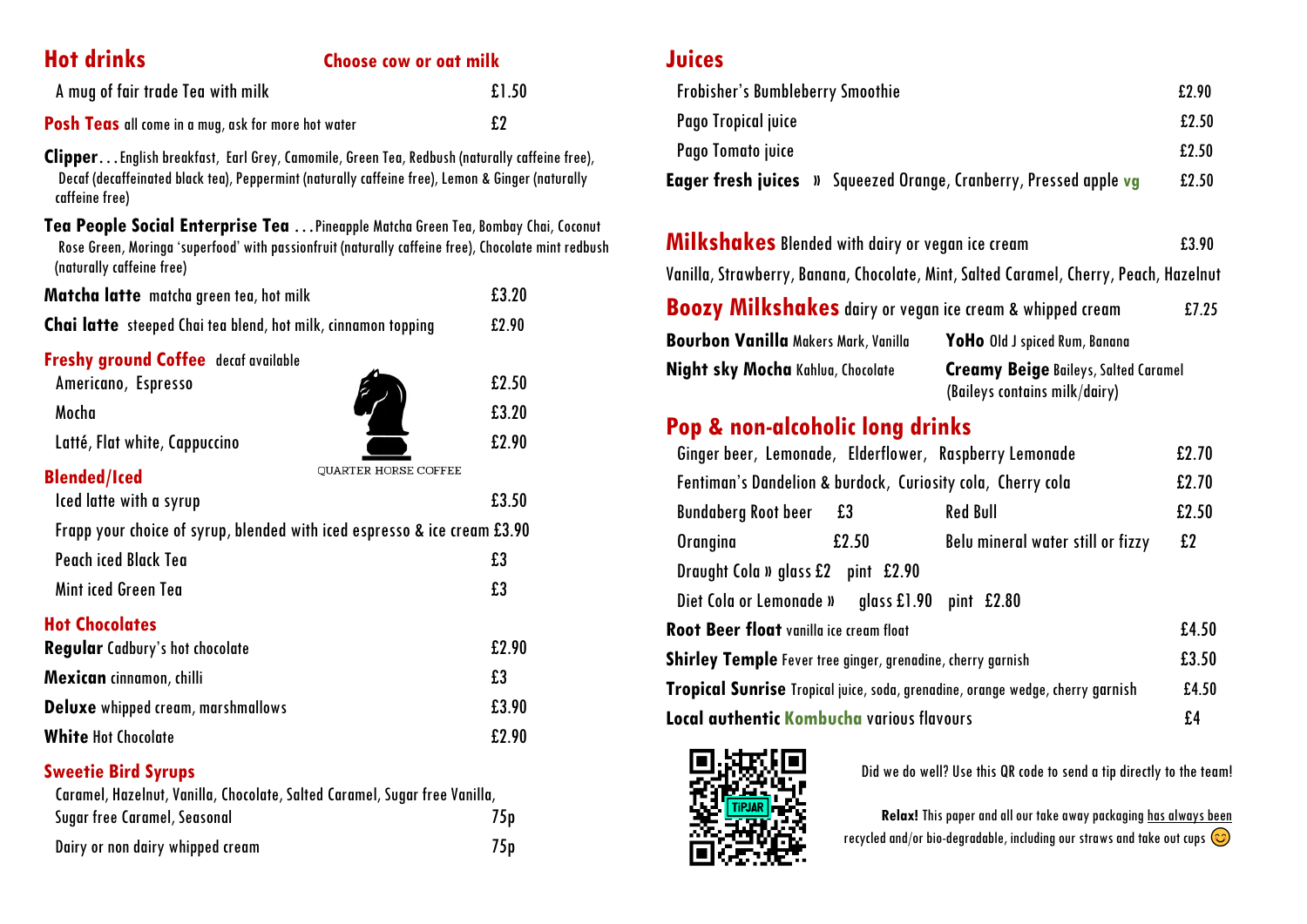## Hot drinks

**Choose cow or oat milk**

| | |
|---|---|
| A mug of fair trade Tea with milk | £1.50 |
| **Posh Teas** all come in a mug, ask for more hot water | £2 |

**Clipper…** English breakfast, Earl Grey, Camomile, Green Tea, Redbush (naturally caffeine free), Decaf (decaffeinated black tea), Peppermint (naturally caffeine free), Lemon & Ginger (naturally caffeine free)

**Tea People Social Enterprise Tea …** Pineapple Matcha Green Tea, Bombay Chai, Coconut Rose Green, Moringa 'superfood' with passionfruit (naturally caffeine free), Chocolate mint redbush (naturally caffeine free)

| | |
|---|---|
| **Matcha latte** matcha green tea, hot milk | £3.20 |
| **Chai latte** steeped Chai tea blend, hot milk, cinnamon topping | £2.90 |

### Freshy ground Coffee

decaf available

| | |
|---|---|
| Americano, Espresso | £2.50 |
| Mocha | £3.20 |
| Latté, Flat white, Cappuccino | £2.90 |

QUARTER HORSE COFFEE

### Blended/Iced

| | |
|---|---|
| Iced latte with a syrup | £3.50 |
| Frapp your choice of syrup, blended with iced espresso & ice cream | £3.90 |
| Peach iced Black Tea | £3 |
| Mint iced Green Tea | £3 |

### Hot Chocolates

| | |
|---|---|
| **Regular** Cadbury's hot chocolate | £2.90 |
| **Mexican** cinnamon, chilli | £3 |
| **Deluxe** whipped cream, marshmallows | £3.90 |
| **White** Hot Chocolate | £2.90 |

### Sweetie Bird Syrups

| | |
|---|---|
| Caramel, Hazelnut, Vanilla, Chocolate, Salted Caramel, Sugar free Vanilla, Sugar free Caramel, Seasonal | 75p |
| Dairy or non dairy whipped cream | 75p |

## Juices

| | |
|---|---|
| Frobisher's Bumbleberry Smoothie | £2.90 |
| Pago Tropical juice | £2.50 |
| Pago Tomato juice | £2.50 |
| **Eager fresh juices** » Squeezed Orange, Cranberry, Pressed apple vg | £2.50 |

## Milkshakes

Blended with dairy or vegan ice cream — £3.90

Vanilla, Strawberry, Banana, Chocolate, Mint, Salted Caramel, Cherry, Peach, Hazelnut

## Boozy Milkshakes

dairy or vegan ice cream & whipped cream — £7.25

| | |
|---|---|
| **Bourbon Vanilla** Makers Mark, Vanilla | **YoHo** Old J spiced Rum, Banana |
| **Night sky Mocha** Kahlua, Chocolate | **Creamy Beige** Baileys, Salted Caramel (Baileys contains milk/dairy) |

## Pop & non-alcoholic long drinks

| | | | |
|---|---|---|---|
| Ginger beer, Lemonade, Elderflower, Raspberry Lemonade | | | £2.70 |
| Fentiman's Dandelion & burdock, Curiosity cola, Cherry cola | | | £2.70 |
| Bundaberg Root beer | £3 | Red Bull | £2.50 |
| Orangina | £2.50 | Belu mineral water still or fizzy | £2 |
| Draught Cola » glass £2 pint £2.90 | | | |
| Diet Cola or Lemonade » glass £1.90 pint £2.80 | | | |
| **Root Beer float** vanilla ice cream float | | | £4.50 |
| **Shirley Temple** Fever tree ginger, grenadine, cherry garnish | | | £3.50 |
| **Tropical Sunrise** Tropical juice, soda, grenadine, orange wedge, cherry garnish | | | £4.50 |
| **Local authentic Kombucha** various flavours | | | £4 |

TIPJAR

Did we do well? Use this QR code to send a tip directly to the team!

**Relax!** This paper and all our take away packaging has always been recycled and/or bio-degradable, including our straws and take out cups 😊